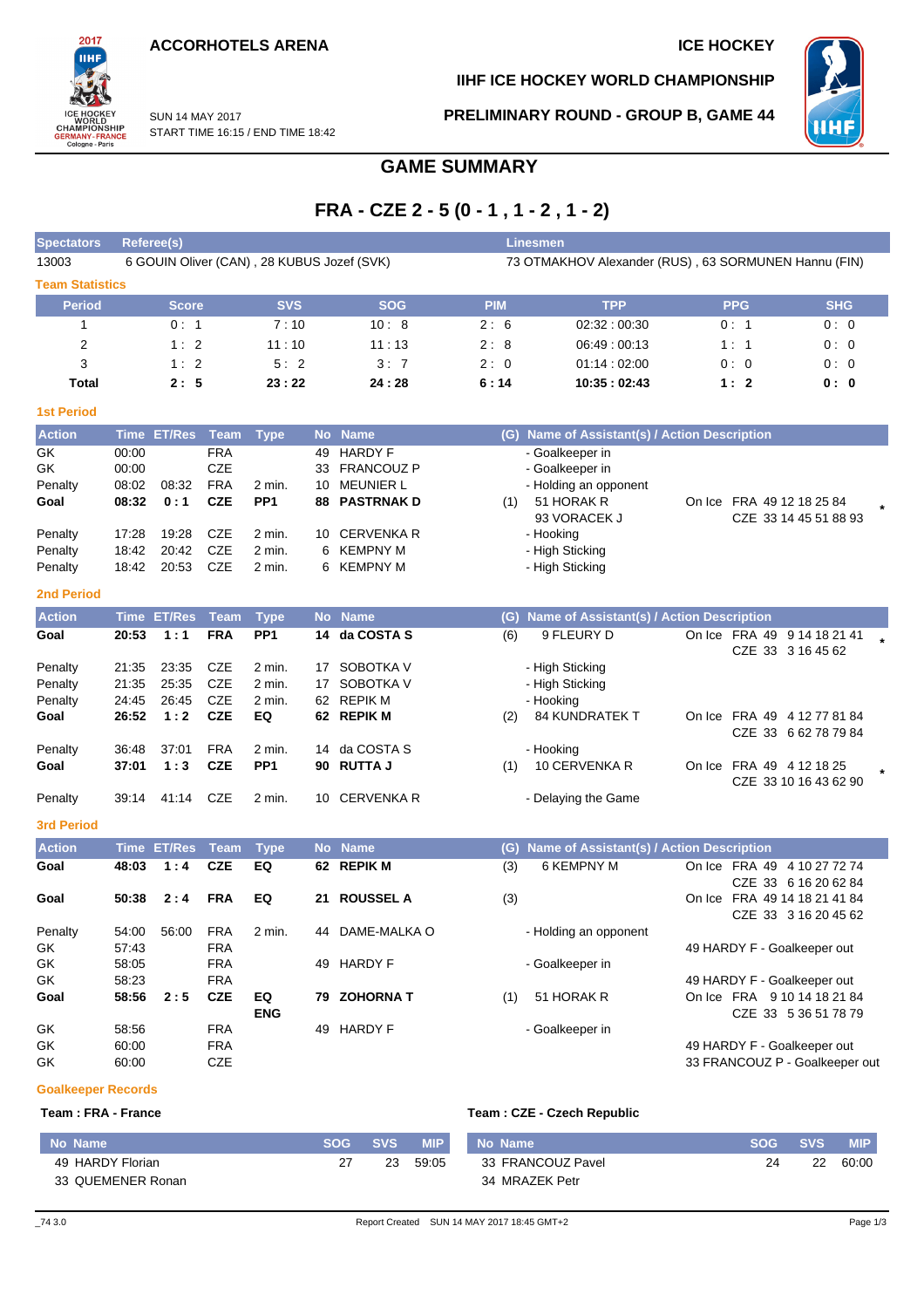ACCORHOTELS ARENA

ICE HOCKEY

IIHF ICE HOCKEY WORLD CHAMPIONSHIP

SUN 14 MAY 2017
START TIME 16:15 / END TIME 18:42

PRELIMINARY ROUND - GROUP B, GAME 44

# GAME SUMMARY

## FRA - CZE 2 - 5 (0 - 1 , 1 - 2 , 1 - 2)

| Spectators | Referee(s) | Linesmen |
|---|---|---|
| 13003 | 6 GOUIN Oliver (CAN) , 28 KUBUS Jozef (SVK) | 73 OTMAKHOV Alexander (RUS) , 63 SORMUNEN Hannu (FIN) |

### Team Statistics

| Period | Score | SVS | SOG | PIM | TPP | PPG | SHG |
|---|---|---|---|---|---|---|---|
| 1 | 0 : 1 | 7 : 10 | 10 : 8 | 2 : 6 | 02:32 : 00:30 | 0 : 1 | 0 : 0 |
| 2 | 1 : 2 | 11 : 10 | 11 : 13 | 2 : 8 | 06:49 : 00:13 | 1 : 1 | 0 : 0 |
| 3 | 1 : 2 | 5 : 2 | 3 : 7 | 2 : 0 | 01:14 : 02:00 | 0 : 0 | 0 : 0 |
| **Total** | **2 : 5** | **23 : 22** | **24 : 28** | **6 : 14** | **10:35 : 02:43** | **1 : 2** | **0 : 0** |

### 1st Period

| Action | Time | ET/Res | Team | Type | No | Name | (G) | Name of Assistant(s) / Action Description | |
|---|---|---|---|---|---|---|---|---|---|
| GK | 00:00 | | FRA | | 49 | HARDY F | | - Goalkeeper in | |
| GK | 00:00 | | CZE | | 33 | FRANCOUZ P | | - Goalkeeper in | |
| Penalty | 08:02 | 08:32 | FRA | 2 min. | 10 | MEUNIER L | | - Holding an opponent | |
| **Goal** | **08:32** | **0 : 1** | **CZE** | **PP1** | **88** | **PASTRNAK D** | (1) | 51 HORAK R<br>93 VORACEK J | On Ice FRA 49 12 18 25 84<br>CZE 33 14 45 51 88 93 * |
| Penalty | 17:28 | 19:28 | CZE | 2 min. | 10 | CERVENKA R | | - Hooking | |
| Penalty | 18:42 | 20:42 | CZE | 2 min. | 6 | KEMPNY M | | - High Sticking | |
| Penalty | 18:42 | 20:53 | CZE | 2 min. | 6 | KEMPNY M | | - High Sticking | |

### 2nd Period

| Action | Time | ET/Res | Team | Type | No | Name | (G) | Name of Assistant(s) / Action Description | |
|---|---|---|---|---|---|---|---|---|---|
| **Goal** | **20:53** | **1 : 1** | **FRA** | **PP1** | **14** | **da COSTA S** | (6) | 9 FLEURY D | On Ice FRA 49 9 14 18 21 41<br>CZE 33 3 16 45 62 * |
| Penalty | 21:35 | 23:35 | CZE | 2 min. | 17 | SOBOTKA V | | - High Sticking | |
| Penalty | 21:35 | 25:35 | CZE | 2 min. | 17 | SOBOTKA V | | - High Sticking | |
| Penalty | 24:45 | 26:45 | CZE | 2 min. | 62 | REPIK M | | - Hooking | |
| **Goal** | **26:52** | **1 : 2** | **CZE** | **EQ** | **62** | **REPIK M** | (2) | 84 KUNDRATEK T | On Ice FRA 49 4 12 77 81 84<br>CZE 33 6 62 78 79 84 |
| Penalty | 36:48 | 37:01 | FRA | 2 min. | 14 | da COSTA S | | - Hooking | |
| **Goal** | **37:01** | **1 : 3** | **CZE** | **PP1** | **90** | **RUTTA J** | (1) | 10 CERVENKA R | On Ice FRA 49 4 12 18 25<br>CZE 33 10 16 43 62 90 * |
| Penalty | 39:14 | 41:14 | CZE | 2 min. | 10 | CERVENKA R | | - Delaying the Game | |

### 3rd Period

| Action | Time | ET/Res | Team | Type | No | Name | (G) | Name of Assistant(s) / Action Description | |
|---|---|---|---|---|---|---|---|---|---|
| **Goal** | **48:03** | **1 : 4** | **CZE** | **EQ** | **62** | **REPIK M** | (3) | 6 KEMPNY M | On Ice FRA 49 4 10 27 72 74<br>CZE 33 6 16 20 62 84 |
| **Goal** | **50:38** | **2 : 4** | **FRA** | **EQ** | **21** | **ROUSSEL A** | (3) | | On Ice FRA 49 14 18 21 41 84<br>CZE 33 3 16 20 45 62 |
| Penalty | 54:00 | 56:00 | FRA | 2 min. | 44 | DAME-MALKA O | | - Holding an opponent | |
| GK | 57:43 | | FRA | | | | | | 49 HARDY F - Goalkeeper out |
| GK | 58:05 | | FRA | | 49 | HARDY F | | - Goalkeeper in | |
| GK | 58:23 | | FRA | | | | | | 49 HARDY F - Goalkeeper out |
| **Goal** | **58:56** | **2 : 5** | **CZE** | **EQ<br>ENG** | **79** | **ZOHORNA T** | (1) | 51 HORAK R | On Ice FRA 9 10 14 18 21 84<br>CZE 33 5 36 51 78 79 |
| GK | 58:56 | | FRA | | 49 | HARDY F | | - Goalkeeper in | |
| GK | 60:00 | | FRA | | | | | | 49 HARDY F - Goalkeeper out |
| GK | 60:00 | | CZE | | | | | | 33 FRANCOUZ P - Goalkeeper out |

### Goalkeeper Records

**Team : FRA - France**

| No Name | SOG | SVS | MIP |
|---|---|---|---|
| 49 HARDY Florian | 27 | 23 | 59:05 |
| 33 QUEMENER Ronan | | | |

**Team : CZE - Czech Republic**

| No Name | SOG | SVS | MIP |
|---|---|---|---|
| 33 FRANCOUZ Pavel | 24 | 22 | 60:00 |
| 34 MRAZEK Petr | | | |

_74 3.0 Report Created SUN 14 MAY 2017 18:45 GMT+2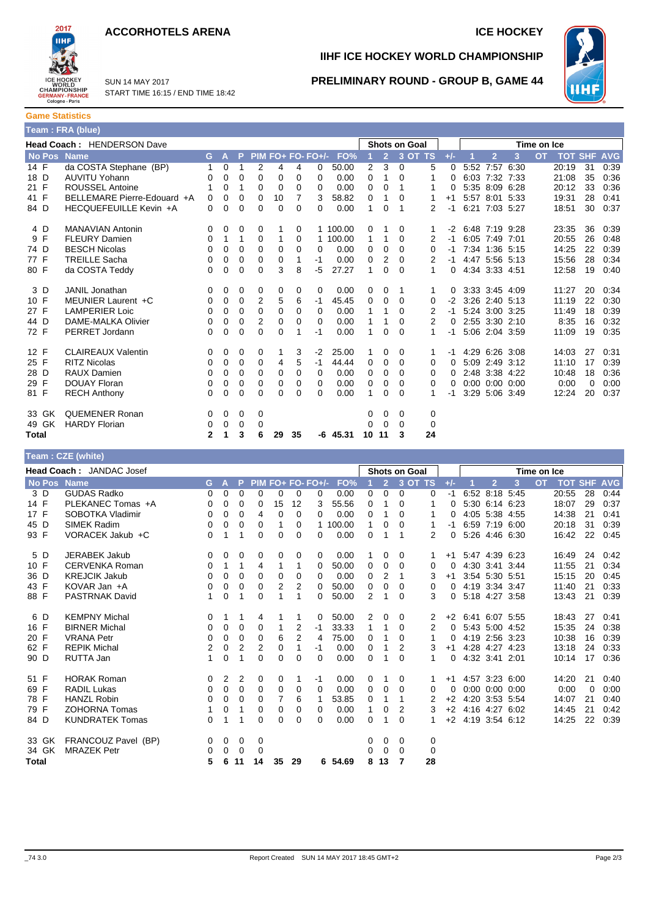# ACCORHOTELS ARENA

# ICE HOCKEY

## IIHF ICE HOCKEY WORLD CHAMPIONSHIP

SUN 14 MAY 2017
START TIME 16:15 / END TIME 18:42

## PRELIMINARY ROUND - GROUP B, GAME 44

### Game Statistics

**Team : FRA (blue)**

**Head Coach :** HENDERSON Dave

| No | Pos | Name | G | A | P | PIM | FO+ | FO- | FO+/- | FO% | 1 | 2 | 3 | OT | TS | +/- | 1 | 2 | 3 | OT | TOT | SHF | AVG |
|---|---|---|---|---|---|---|---|---|---|---|---|---|---|---|---|---|---|---|---|---|---|---|---|
| | | | | | | | | | | | Shots on Goal | | | | | | Time on Ice | | | | | | |
| 14 | F | da COSTA Stephane (BP) | 1 | 0 | 1 | 2 | 4 | 4 | 0 | 50.00 | 2 | 3 | 0 | | 5 | 0 | 5:52 | 7:57 | 6:30 | | 20:19 | 31 | 0:39 |
| 18 | D | AUVITU Yohann | 0 | 0 | 0 | 0 | 0 | 0 | 0 | 0.00 | 0 | 1 | 0 | | 1 | 0 | 6:03 | 7:32 | 7:33 | | 21:08 | 35 | 0:36 |
| 21 | F | ROUSSEL Antoine | 1 | 0 | 1 | 0 | 0 | 0 | 0 | 0.00 | 0 | 0 | 1 | | 1 | 0 | 5:35 | 8:09 | 6:28 | | 20:12 | 33 | 0:36 |
| 41 | F | BELLEMARE Pierre-Edouard +A | 0 | 0 | 0 | 0 | 10 | 7 | 3 | 58.82 | 0 | 1 | 0 | | 1 | +1 | 5:57 | 8:01 | 5:33 | | 19:31 | 28 | 0:41 |
| 84 | D | HECQUEFEUILLE Kevin +A | 0 | 0 | 0 | 0 | 0 | 0 | 0 | 0.00 | 1 | 0 | 1 | | 2 | -1 | 6:21 | 7:03 | 5:27 | | 18:51 | 30 | 0:37 |
| 4 | D | MANAVIAN Antonin | 0 | 0 | 0 | 0 | 1 | 0 | 1 | 100.00 | 0 | 1 | 0 | | 1 | -2 | 6:48 | 7:19 | 9:28 | | 23:35 | 36 | 0:39 |
| 9 | F | FLEURY Damien | 0 | 1 | 1 | 0 | 1 | 0 | 1 | 100.00 | 1 | 1 | 0 | | 2 | -1 | 6:05 | 7:49 | 7:01 | | 20:55 | 26 | 0:48 |
| 74 | D | BESCH Nicolas | 0 | 0 | 0 | 0 | 0 | 0 | 0 | 0.00 | 0 | 0 | 0 | | 0 | -1 | 7:34 | 1:36 | 5:15 | | 14:25 | 22 | 0:39 |
| 77 | F | TREILLE Sacha | 0 | 0 | 0 | 0 | 0 | 1 | -1 | 0.00 | 0 | 2 | 0 | | 2 | -1 | 4:47 | 5:56 | 5:13 | | 15:56 | 28 | 0:34 |
| 80 | F | da COSTA Teddy | 0 | 0 | 0 | 0 | 3 | 8 | -5 | 27.27 | 1 | 0 | 0 | | 1 | 0 | 4:34 | 3:33 | 4:51 | | 12:58 | 19 | 0:40 |
| 3 | D | JANIL Jonathan | 0 | 0 | 0 | 0 | 0 | 0 | 0 | 0.00 | 0 | 0 | 1 | | 1 | 0 | 3:33 | 3:45 | 4:09 | | 11:27 | 20 | 0:34 |
| 10 | F | MEUNIER Laurent +C | 0 | 0 | 0 | 2 | 5 | 6 | -1 | 45.45 | 0 | 0 | 0 | | 0 | -2 | 3:26 | 2:40 | 5:13 | | 11:19 | 22 | 0:30 |
| 27 | F | LAMPERIER Loic | 0 | 0 | 0 | 0 | 0 | 0 | 0 | 0.00 | 1 | 1 | 0 | | 2 | -1 | 5:24 | 3:00 | 3:25 | | 11:49 | 18 | 0:39 |
| 44 | D | DAME-MALKA Olivier | 0 | 0 | 0 | 2 | 0 | 0 | 0 | 0.00 | 1 | 1 | 0 | | 2 | 0 | 2:55 | 3:30 | 2:10 | | 8:35 | 16 | 0:32 |
| 72 | F | PERRET Jordann | 0 | 0 | 0 | 0 | 0 | 1 | -1 | 0.00 | 1 | 0 | 0 | | 1 | -1 | 5:06 | 2:04 | 3:59 | | 11:09 | 19 | 0:35 |
| 12 | F | CLAIREAUX Valentin | 0 | 0 | 0 | 0 | 1 | 3 | -2 | 25.00 | 1 | 0 | 0 | | 1 | -1 | 4:29 | 6:26 | 3:08 | | 14:03 | 27 | 0:31 |
| 25 | F | RITZ Nicolas | 0 | 0 | 0 | 0 | 4 | 5 | -1 | 44.44 | 0 | 0 | 0 | | 0 | 0 | 5:09 | 2:49 | 3:12 | | 11:10 | 17 | 0:39 |
| 28 | D | RAUX Damien | 0 | 0 | 0 | 0 | 0 | 0 | 0 | 0.00 | 0 | 0 | 0 | | 0 | 0 | 2:48 | 3:38 | 4:22 | | 10:48 | 18 | 0:36 |
| 29 | F | DOUAY Floran | 0 | 0 | 0 | 0 | 0 | 0 | 0 | 0.00 | 0 | 0 | 0 | | 0 | 0 | 0:00 | 0:00 | 0:00 | | 0:00 | 0 | 0:00 |
| 81 | F | RECH Anthony | 0 | 0 | 0 | 0 | 0 | 0 | 0 | 0.00 | 1 | 0 | 0 | | 1 | -1 | 3:29 | 5:06 | 3:49 | | 12:24 | 20 | 0:37 |
| 33 | GK | QUEMENER Ronan | 0 | 0 | 0 | 0 | | | | | 0 | 0 | 0 | | 0 | | | | | | | | |
| 49 | GK | HARDY Florian | 0 | 0 | 0 | 0 | | | | | 0 | 0 | 0 | | 0 | | | | | | | | |
| Total | | | 2 | 1 | 3 | 6 | 29 | 35 | -6 | 45.31 | 10 | 11 | 3 | | 24 | | | | | | | | |

**Team : CZE (white)**

**Head Coach :** JANDAC Josef

| No | Pos | Name | G | A | P | PIM | FO+ | FO- | FO+/- | FO% | 1 | 2 | 3 | OT | TS | +/- | 1 | 2 | 3 | OT | TOT | SHF | AVG |
|---|---|---|---|---|---|---|---|---|---|---|---|---|---|---|---|---|---|---|---|---|---|---|---|
| | | | | | | | | | | | Shots on Goal | | | | | | Time on Ice | | | | | | |
| 3 | D | GUDAS Radko | 0 | 0 | 0 | 0 | 0 | 0 | 0 | 0.00 | 0 | 0 | 0 | | 0 | -1 | 6:52 | 8:18 | 5:45 | | 20:55 | 28 | 0:44 |
| 14 | F | PLEKANEC Tomas +A | 0 | 0 | 0 | 0 | 15 | 12 | 3 | 55.56 | 0 | 1 | 0 | | 1 | 0 | 5:30 | 6:14 | 6:23 | | 18:07 | 29 | 0:37 |
| 17 | F | SOBOTKA Vladimir | 0 | 0 | 0 | 4 | 0 | 0 | 0 | 0.00 | 0 | 1 | 0 | | 1 | 0 | 4:05 | 5:38 | 4:55 | | 14:38 | 21 | 0:41 |
| 45 | D | SIMEK Radim | 0 | 0 | 0 | 0 | 1 | 0 | 1 | 100.00 | 1 | 0 | 0 | | 1 | -1 | 6:59 | 7:19 | 6:00 | | 20:18 | 31 | 0:39 |
| 93 | F | VORACEK Jakub +C | 0 | 1 | 1 | 0 | 0 | 0 | 0 | 0.00 | 0 | 1 | 1 | | 2 | 0 | 5:26 | 4:46 | 6:30 | | 16:42 | 22 | 0:45 |
| 5 | D | JERABEK Jakub | 0 | 0 | 0 | 0 | 0 | 0 | 0 | 0.00 | 1 | 0 | 0 | | 1 | +1 | 5:47 | 4:39 | 6:23 | | 16:49 | 24 | 0:42 |
| 10 | F | CERVENKA Roman | 0 | 1 | 1 | 4 | 1 | 1 | 0 | 50.00 | 0 | 0 | 0 | | 0 | 0 | 4:30 | 3:41 | 3:44 | | 11:55 | 21 | 0:34 |
| 36 | D | KREJCIK Jakub | 0 | 0 | 0 | 0 | 0 | 0 | 0 | 0.00 | 0 | 2 | 1 | | 3 | +1 | 3:54 | 5:30 | 5:51 | | 15:15 | 20 | 0:45 |
| 43 | F | KOVAR Jan +A | 0 | 0 | 0 | 0 | 2 | 2 | 0 | 50.00 | 0 | 0 | 0 | | 0 | 0 | 4:19 | 3:34 | 3:47 | | 11:40 | 21 | 0:33 |
| 88 | F | PASTRNAK David | 1 | 0 | 1 | 0 | 1 | 1 | 0 | 50.00 | 2 | 1 | 0 | | 3 | 0 | 5:18 | 4:27 | 3:58 | | 13:43 | 21 | 0:39 |
| 6 | D | KEMPNY Michal | 0 | 1 | 1 | 4 | 1 | 1 | 0 | 50.00 | 2 | 0 | 0 | | 2 | +2 | 6:41 | 6:07 | 5:55 | | 18:43 | 27 | 0:41 |
| 16 | F | BIRNER Michal | 0 | 0 | 0 | 0 | 1 | 2 | -1 | 33.33 | 1 | 1 | 0 | | 2 | 0 | 5:43 | 5:00 | 4:52 | | 15:35 | 24 | 0:38 |
| 20 | F | VRANA Petr | 0 | 0 | 0 | 0 | 6 | 2 | 4 | 75.00 | 0 | 1 | 0 | | 1 | 0 | 4:19 | 2:56 | 3:23 | | 10:38 | 16 | 0:39 |
| 62 | F | REPIK Michal | 2 | 0 | 2 | 2 | 0 | 1 | -1 | 0.00 | 0 | 1 | 2 | | 3 | +1 | 4:28 | 4:27 | 4:23 | | 13:18 | 24 | 0:33 |
| 90 | D | RUTTA Jan | 1 | 0 | 1 | 0 | 0 | 0 | 0 | 0.00 | 0 | 1 | 0 | | 1 | 0 | 4:32 | 3:41 | 2:01 | | 10:14 | 17 | 0:36 |
| 51 | F | HORAK Roman | 0 | 2 | 2 | 0 | 0 | 1 | -1 | 0.00 | 0 | 1 | 0 | | 1 | +1 | 4:57 | 3:23 | 6:00 | | 14:20 | 21 | 0:40 |
| 69 | F | RADIL Lukas | 0 | 0 | 0 | 0 | 0 | 0 | 0 | 0.00 | 0 | 0 | 0 | | 0 | 0 | 0:00 | 0:00 | 0:00 | | 0:00 | 0 | 0:00 |
| 78 | F | HANZL Robin | 0 | 0 | 0 | 0 | 7 | 6 | 1 | 53.85 | 0 | 1 | 1 | | 2 | +2 | 4:20 | 3:53 | 5:54 | | 14:07 | 21 | 0:40 |
| 79 | F | ZOHORNA Tomas | 1 | 0 | 1 | 0 | 0 | 0 | 0 | 0.00 | 1 | 0 | 2 | | 3 | +2 | 4:16 | 4:27 | 6:02 | | 14:45 | 21 | 0:42 |
| 84 | D | KUNDRATEK Tomas | 0 | 1 | 1 | 0 | 0 | 0 | 0 | 0.00 | 0 | 1 | 0 | | 1 | +2 | 4:19 | 3:54 | 6:12 | | 14:25 | 22 | 0:39 |
| 33 | GK | FRANCOUZ Pavel (BP) | 0 | 0 | 0 | 0 | | | | | 0 | 0 | 0 | | 0 | | | | | | | | |
| 34 | GK | MRAZEK Petr | 0 | 0 | 0 | 0 | | | | | 0 | 0 | 0 | | 0 | | | | | | | | |
| Total | | | 5 | 6 | 11 | 14 | 35 | 29 | 6 | 54.69 | 8 | 13 | 7 | | 28 | | | | | | | | |

_74 3.0 Report Created SUN 14 MAY 2017 18:45 GMT+2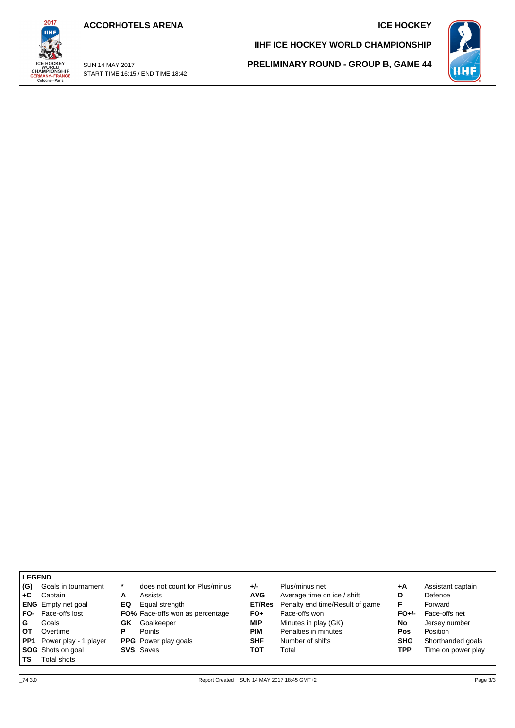ACCORHOTELS ARENA

ICE HOCKEY

IIHF ICE HOCKEY WORLD CHAMPIONSHIP

SUN 14 MAY 2017
START TIME 16:15 / END TIME 18:42

PRELIMINARY ROUND - GROUP B, GAME 44

**LEGEND**

| | | | | | | | |
|---|---|---|---|---|---|---|---|
| **(G)** | Goals in tournament | * | does not count for Plus/minus | **+/-** | Plus/minus net | **+A** | Assistant captain |
| **+C** | Captain | **A** | Assists | **AVG** | Average time on ice / shift | **D** | Defence |
| **ENG** | Empty net goal | **EQ** | Equal strength | **ET/Res** | Penalty end time/Result of game | **F** | Forward |
| **FO-** | Face-offs lost | **FO%** | Face-offs won as percentage | **FO+** | Face-offs won | **FO+/-** | Face-offs net |
| **G** | Goals | **GK** | Goalkeeper | **MIP** | Minutes in play (GK) | **No** | Jersey number |
| **OT** | Overtime | **P** | Points | **PIM** | Penalties in minutes | **Pos** | Position |
| **PP1** | Power play - 1 player | **PPG** | Power play goals | **SHF** | Number of shifts | **SHG** | Shorthanded goals |
| **SOG** | Shots on goal | **SVS** | Saves | **TOT** | Total | **TPP** | Time on power play |
| **TS** | Total shots | | | | | | |

_74 3.0 Report Created SUN 14 MAY 2017 18:45 GMT+2